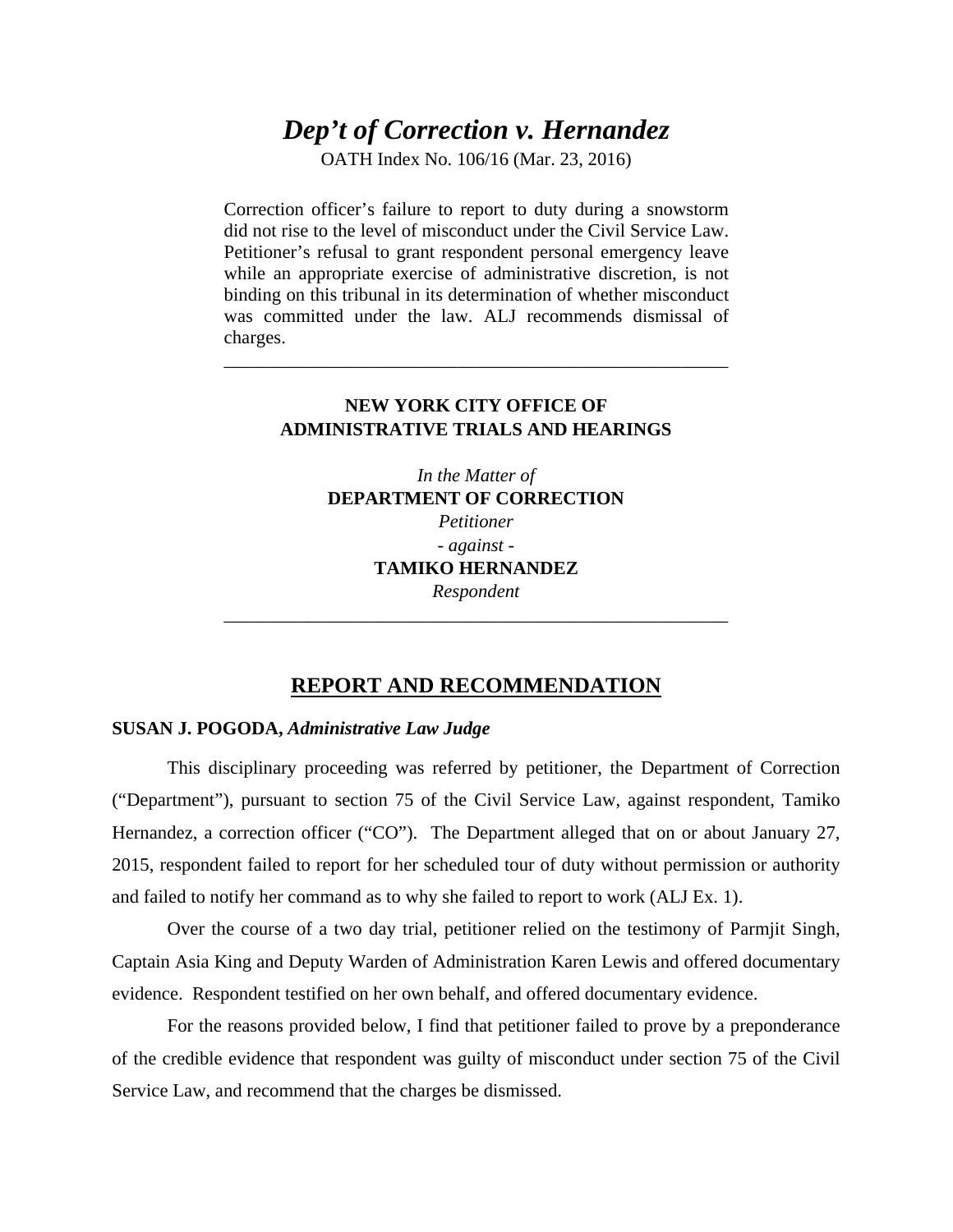# *Dep't of Correction v. Hernandez*

OATH Index No. 106/16 (Mar. 23, 2016)

Correction officer's failure to report to duty during a snowstorm did not rise to the level of misconduct under the Civil Service Law. Petitioner's refusal to grant respondent personal emergency leave while an appropriate exercise of administrative discretion, is not binding on this tribunal in its determination of whether misconduct was committed under the law. ALJ recommends dismissal of charges.

---

**NEW YORK CITY OFFICE OF ADMINISTRATIVE TRIALS AND HEARINGS**

*In the Matter of*
**DEPARTMENT OF CORRECTION**
*Petitioner*
*- against -*
**TAMIKO HERNANDEZ**
*Respondent*

---

## REPORT AND RECOMMENDATION

**SUSAN J. POGODA,** ***Administrative Law Judge***

This disciplinary proceeding was referred by petitioner, the Department of Correction ("Department"), pursuant to section 75 of the Civil Service Law, against respondent, Tamiko Hernandez, a correction officer ("CO"). The Department alleged that on or about January 27, 2015, respondent failed to report for her scheduled tour of duty without permission or authority and failed to notify her command as to why she failed to report to work (ALJ Ex. 1).

Over the course of a two day trial, petitioner relied on the testimony of Parmjit Singh, Captain Asia King and Deputy Warden of Administration Karen Lewis and offered documentary evidence. Respondent testified on her own behalf, and offered documentary evidence.

For the reasons provided below, I find that petitioner failed to prove by a preponderance of the credible evidence that respondent was guilty of misconduct under section 75 of the Civil Service Law, and recommend that the charges be dismissed.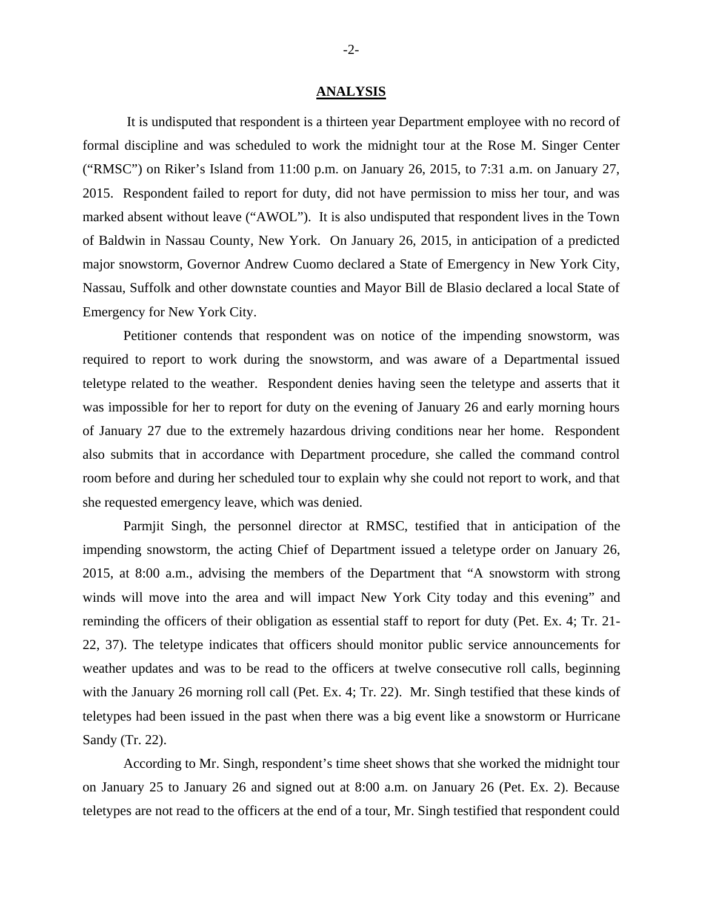## ANALYSIS

It is undisputed that respondent is a thirteen year Department employee with no record of formal discipline and was scheduled to work the midnight tour at the Rose M. Singer Center ("RMSC") on Riker's Island from 11:00 p.m. on January 26, 2015, to 7:31 a.m. on January 27, 2015. Respondent failed to report for duty, did not have permission to miss her tour, and was marked absent without leave ("AWOL"). It is also undisputed that respondent lives in the Town of Baldwin in Nassau County, New York. On January 26, 2015, in anticipation of a predicted major snowstorm, Governor Andrew Cuomo declared a State of Emergency in New York City, Nassau, Suffolk and other downstate counties and Mayor Bill de Blasio declared a local State of Emergency for New York City.

Petitioner contends that respondent was on notice of the impending snowstorm, was required to report to work during the snowstorm, and was aware of a Departmental issued teletype related to the weather. Respondent denies having seen the teletype and asserts that it was impossible for her to report for duty on the evening of January 26 and early morning hours of January 27 due to the extremely hazardous driving conditions near her home. Respondent also submits that in accordance with Department procedure, she called the command control room before and during her scheduled tour to explain why she could not report to work, and that she requested emergency leave, which was denied.

Parmjit Singh, the personnel director at RMSC, testified that in anticipation of the impending snowstorm, the acting Chief of Department issued a teletype order on January 26, 2015, at 8:00 a.m., advising the members of the Department that "A snowstorm with strong winds will move into the area and will impact New York City today and this evening" and reminding the officers of their obligation as essential staff to report for duty (Pet. Ex. 4; Tr. 21-22, 37). The teletype indicates that officers should monitor public service announcements for weather updates and was to be read to the officers at twelve consecutive roll calls, beginning with the January 26 morning roll call (Pet. Ex. 4; Tr. 22). Mr. Singh testified that these kinds of teletypes had been issued in the past when there was a big event like a snowstorm or Hurricane Sandy (Tr. 22).

According to Mr. Singh, respondent's time sheet shows that she worked the midnight tour on January 25 to January 26 and signed out at 8:00 a.m. on January 26 (Pet. Ex. 2). Because teletypes are not read to the officers at the end of a tour, Mr. Singh testified that respondent could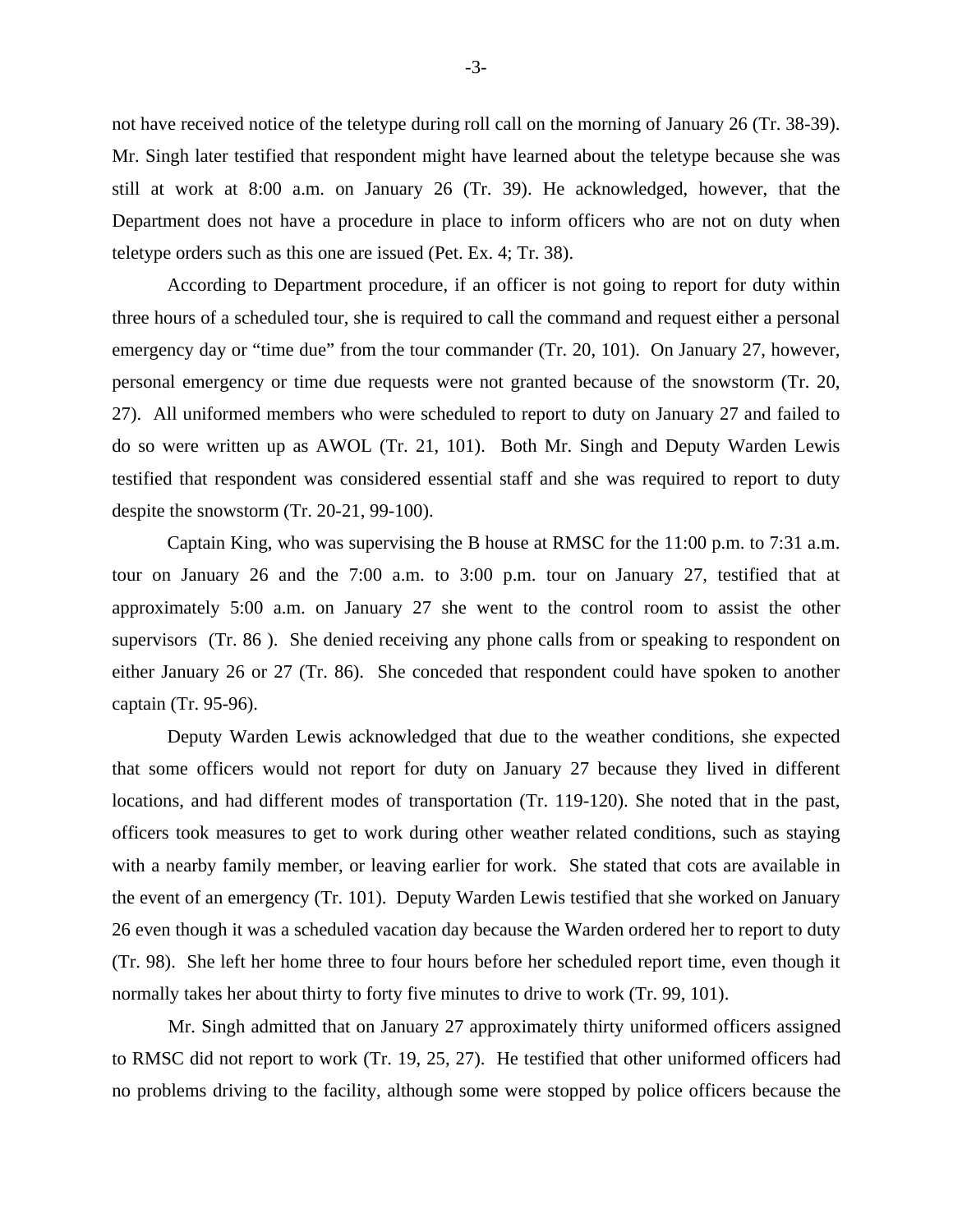not have received notice of the teletype during roll call on the morning of January 26 (Tr. 38-39). Mr. Singh later testified that respondent might have learned about the teletype because she was still at work at 8:00 a.m. on January 26 (Tr. 39). He acknowledged, however, that the Department does not have a procedure in place to inform officers who are not on duty when teletype orders such as this one are issued (Pet. Ex. 4; Tr. 38).

According to Department procedure, if an officer is not going to report for duty within three hours of a scheduled tour, she is required to call the command and request either a personal emergency day or "time due" from the tour commander (Tr. 20, 101). On January 27, however, personal emergency or time due requests were not granted because of the snowstorm (Tr. 20, 27). All uniformed members who were scheduled to report to duty on January 27 and failed to do so were written up as AWOL (Tr. 21, 101). Both Mr. Singh and Deputy Warden Lewis testified that respondent was considered essential staff and she was required to report to duty despite the snowstorm (Tr. 20-21, 99-100).

Captain King, who was supervising the B house at RMSC for the 11:00 p.m. to 7:31 a.m. tour on January 26 and the 7:00 a.m. to 3:00 p.m. tour on January 27, testified that at approximately 5:00 a.m. on January 27 she went to the control room to assist the other supervisors (Tr. 86 ). She denied receiving any phone calls from or speaking to respondent on either January 26 or 27 (Tr. 86). She conceded that respondent could have spoken to another captain (Tr. 95-96).

Deputy Warden Lewis acknowledged that due to the weather conditions, she expected that some officers would not report for duty on January 27 because they lived in different locations, and had different modes of transportation (Tr. 119-120). She noted that in the past, officers took measures to get to work during other weather related conditions, such as staying with a nearby family member, or leaving earlier for work. She stated that cots are available in the event of an emergency (Tr. 101). Deputy Warden Lewis testified that she worked on January 26 even though it was a scheduled vacation day because the Warden ordered her to report to duty (Tr. 98). She left her home three to four hours before her scheduled report time, even though it normally takes her about thirty to forty five minutes to drive to work (Tr. 99, 101).

Mr. Singh admitted that on January 27 approximately thirty uniformed officers assigned to RMSC did not report to work (Tr. 19, 25, 27). He testified that other uniformed officers had no problems driving to the facility, although some were stopped by police officers because the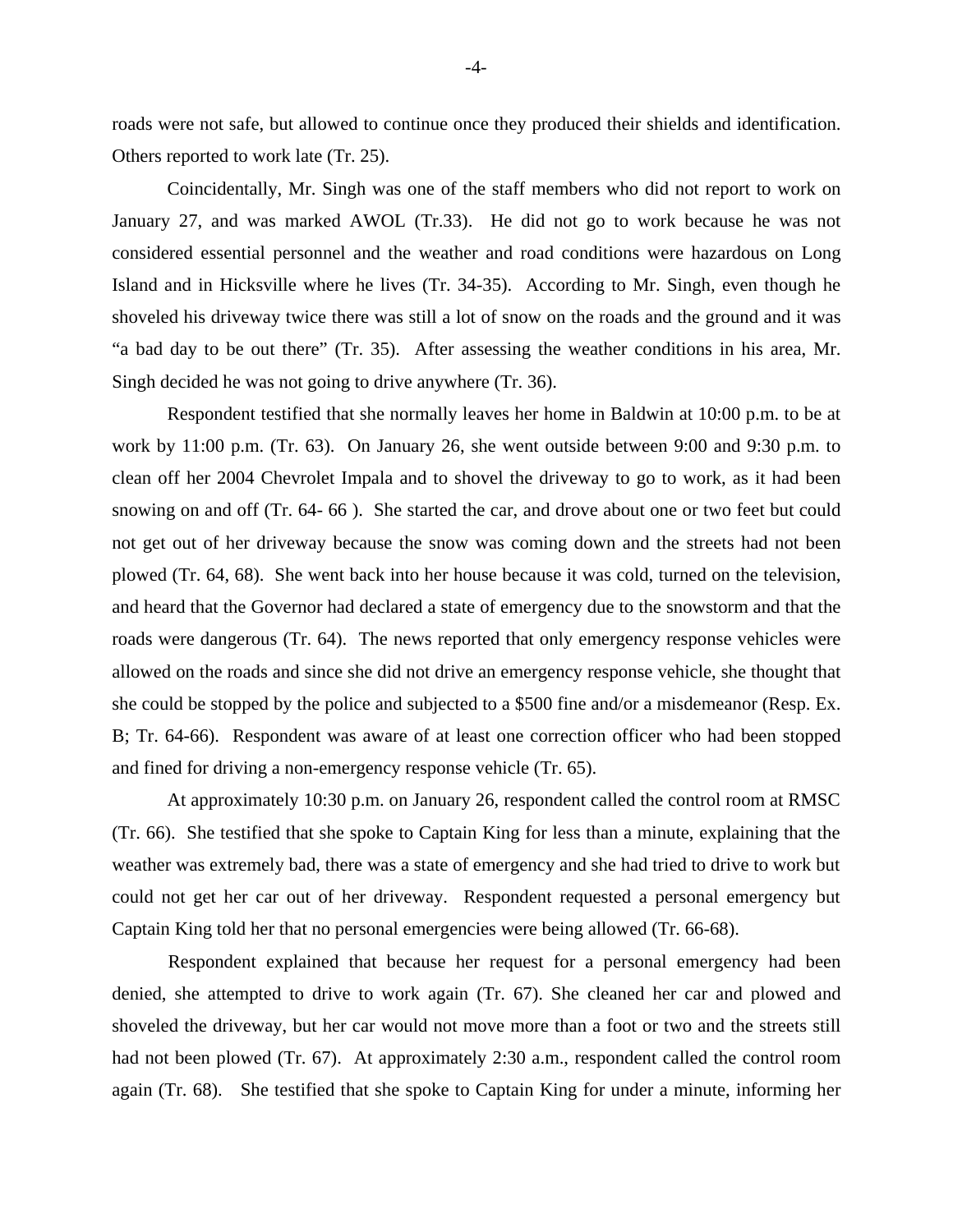roads were not safe, but allowed to continue once they produced their shields and identification. Others reported to work late (Tr. 25).

Coincidentally, Mr. Singh was one of the staff members who did not report to work on January 27, and was marked AWOL (Tr.33). He did not go to work because he was not considered essential personnel and the weather and road conditions were hazardous on Long Island and in Hicksville where he lives (Tr. 34-35). According to Mr. Singh, even though he shoveled his driveway twice there was still a lot of snow on the roads and the ground and it was "a bad day to be out there" (Tr. 35). After assessing the weather conditions in his area, Mr. Singh decided he was not going to drive anywhere (Tr. 36).

Respondent testified that she normally leaves her home in Baldwin at 10:00 p.m. to be at work by 11:00 p.m. (Tr. 63). On January 26, she went outside between 9:00 and 9:30 p.m. to clean off her 2004 Chevrolet Impala and to shovel the driveway to go to work, as it had been snowing on and off (Tr. 64- 66 ). She started the car, and drove about one or two feet but could not get out of her driveway because the snow was coming down and the streets had not been plowed (Tr. 64, 68). She went back into her house because it was cold, turned on the television, and heard that the Governor had declared a state of emergency due to the snowstorm and that the roads were dangerous (Tr. 64). The news reported that only emergency response vehicles were allowed on the roads and since she did not drive an emergency response vehicle, she thought that she could be stopped by the police and subjected to a $500 fine and/or a misdemeanor (Resp. Ex. B; Tr. 64-66). Respondent was aware of at least one correction officer who had been stopped and fined for driving a non-emergency response vehicle (Tr. 65).

At approximately 10:30 p.m. on January 26, respondent called the control room at RMSC (Tr. 66). She testified that she spoke to Captain King for less than a minute, explaining that the weather was extremely bad, there was a state of emergency and she had tried to drive to work but could not get her car out of her driveway. Respondent requested a personal emergency but Captain King told her that no personal emergencies were being allowed (Tr. 66-68).

Respondent explained that because her request for a personal emergency had been denied, she attempted to drive to work again (Tr. 67). She cleaned her car and plowed and shoveled the driveway, but her car would not move more than a foot or two and the streets still had not been plowed (Tr. 67). At approximately 2:30 a.m., respondent called the control room again (Tr. 68). She testified that she spoke to Captain King for under a minute, informing her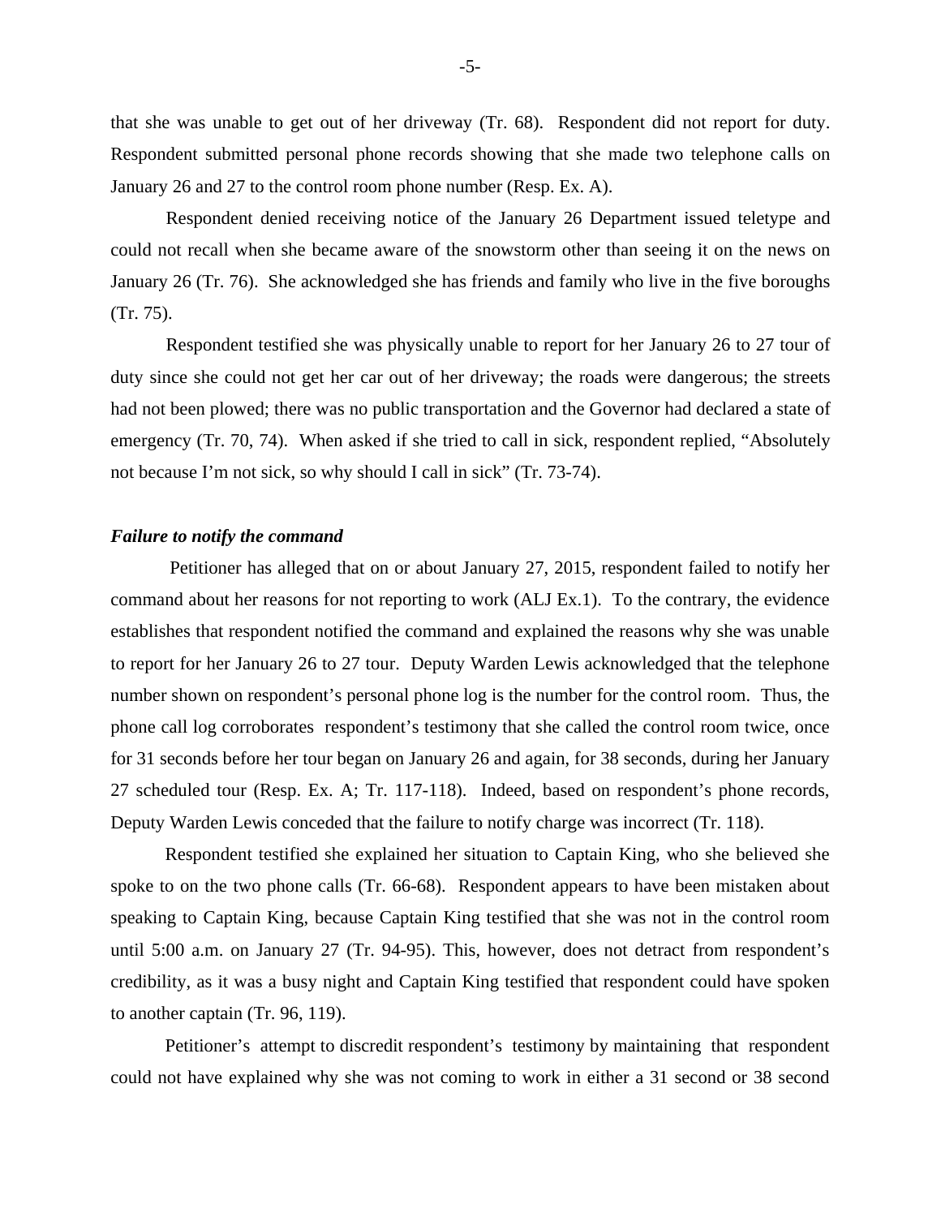that she was unable to get out of her driveway (Tr. 68). Respondent did not report for duty. Respondent submitted personal phone records showing that she made two telephone calls on January 26 and 27 to the control room phone number (Resp. Ex. A).

Respondent denied receiving notice of the January 26 Department issued teletype and could not recall when she became aware of the snowstorm other than seeing it on the news on January 26 (Tr. 76). She acknowledged she has friends and family who live in the five boroughs (Tr. 75).

Respondent testified she was physically unable to report for her January 26 to 27 tour of duty since she could not get her car out of her driveway; the roads were dangerous; the streets had not been plowed; there was no public transportation and the Governor had declared a state of emergency (Tr. 70, 74). When asked if she tried to call in sick, respondent replied, "Absolutely not because I'm not sick, so why should I call in sick" (Tr. 73-74).

***Failure to notify the command***

Petitioner has alleged that on or about January 27, 2015, respondent failed to notify her command about her reasons for not reporting to work (ALJ Ex.1). To the contrary, the evidence establishes that respondent notified the command and explained the reasons why she was unable to report for her January 26 to 27 tour. Deputy Warden Lewis acknowledged that the telephone number shown on respondent's personal phone log is the number for the control room. Thus, the phone call log corroborates respondent's testimony that she called the control room twice, once for 31 seconds before her tour began on January 26 and again, for 38 seconds, during her January 27 scheduled tour (Resp. Ex. A; Tr. 117-118). Indeed, based on respondent's phone records, Deputy Warden Lewis conceded that the failure to notify charge was incorrect (Tr. 118).

Respondent testified she explained her situation to Captain King, who she believed she spoke to on the two phone calls (Tr. 66-68). Respondent appears to have been mistaken about speaking to Captain King, because Captain King testified that she was not in the control room until 5:00 a.m. on January 27 (Tr. 94-95). This, however, does not detract from respondent's credibility, as it was a busy night and Captain King testified that respondent could have spoken to another captain (Tr. 96, 119).

Petitioner's attempt to discredit respondent's testimony by maintaining that respondent could not have explained why she was not coming to work in either a 31 second or 38 second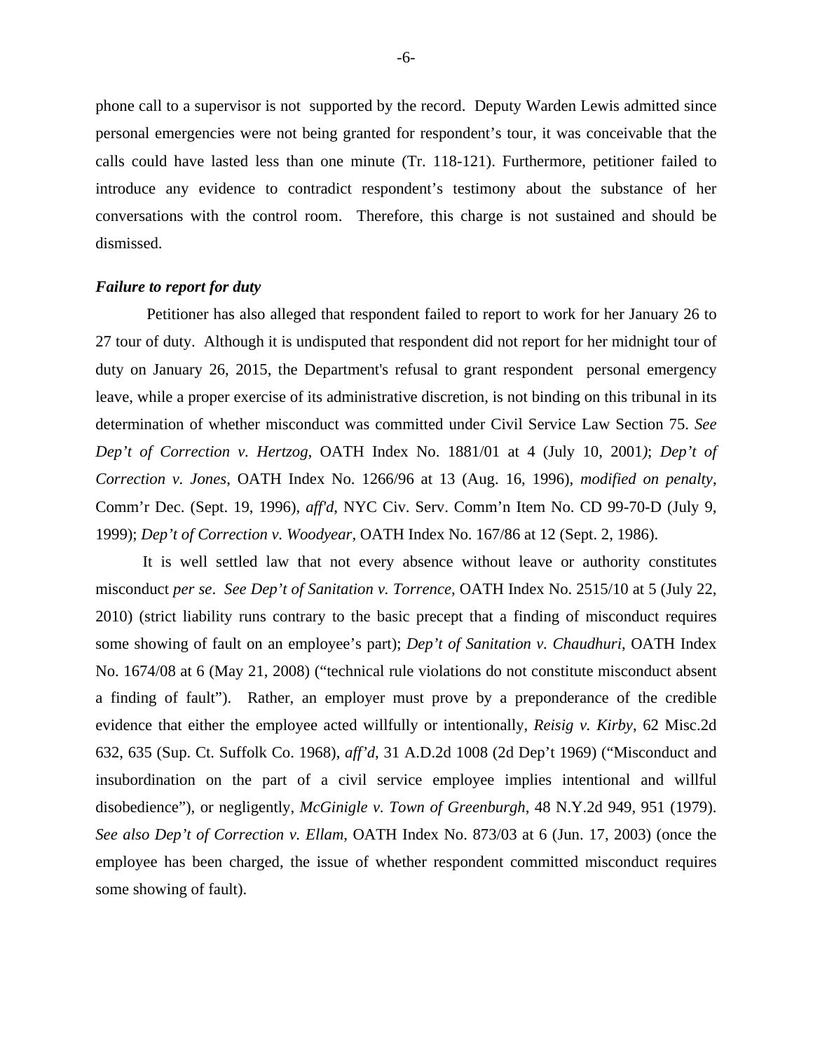phone call to a supervisor is not supported by the record. Deputy Warden Lewis admitted since personal emergencies were not being granted for respondent's tour, it was conceivable that the calls could have lasted less than one minute (Tr. 118-121). Furthermore, petitioner failed to introduce any evidence to contradict respondent's testimony about the substance of her conversations with the control room. Therefore, this charge is not sustained and should be dismissed.

***Failure to report for duty***

Petitioner has also alleged that respondent failed to report to work for her January 26 to 27 tour of duty. Although it is undisputed that respondent did not report for her midnight tour of duty on January 26, 2015, the Department's refusal to grant respondent personal emergency leave, while a proper exercise of its administrative discretion, is not binding on this tribunal in its determination of whether misconduct was committed under Civil Service Law Section 75. *See Dep't of Correction v. Hertzog*, OATH Index No. 1881/01 at 4 (July 10, 2001); *Dep't of Correction v. Jones*, OATH Index No. 1266/96 at 13 (Aug. 16, 1996), *modified on penalty*, Comm'r Dec. (Sept. 19, 1996), *aff'd*, NYC Civ. Serv. Comm'n Item No. CD 99-70-D (July 9, 1999); *Dep't of Correction v. Woodyear*, OATH Index No. 167/86 at 12 (Sept. 2, 1986).

It is well settled law that not every absence without leave or authority constitutes misconduct *per se*. *See Dep't of Sanitation v. Torrence*, OATH Index No. 2515/10 at 5 (July 22, 2010) (strict liability runs contrary to the basic precept that a finding of misconduct requires some showing of fault on an employee's part); *Dep't of Sanitation v. Chaudhuri*, OATH Index No. 1674/08 at 6 (May 21, 2008) ("technical rule violations do not constitute misconduct absent a finding of fault"). Rather, an employer must prove by a preponderance of the credible evidence that either the employee acted willfully or intentionally, *Reisig v. Kirby*, 62 Misc.2d 632, 635 (Sup. Ct. Suffolk Co. 1968), *aff'd*, 31 A.D.2d 1008 (2d Dep't 1969) ("Misconduct and insubordination on the part of a civil service employee implies intentional and willful disobedience"), or negligently, *McGinigle v. Town of Greenburgh*, 48 N.Y.2d 949, 951 (1979). *See also Dep't of Correction v. Ellam*, OATH Index No. 873/03 at 6 (Jun. 17, 2003) (once the employee has been charged, the issue of whether respondent committed misconduct requires some showing of fault).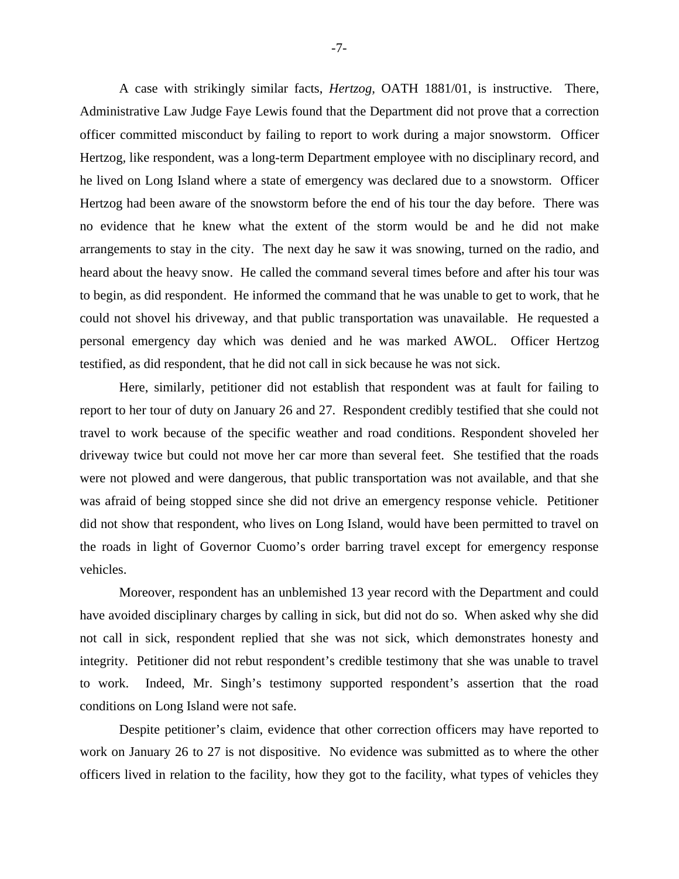A case with strikingly similar facts, *Hertzog*, OATH 1881/01, is instructive. There, Administrative Law Judge Faye Lewis found that the Department did not prove that a correction officer committed misconduct by failing to report to work during a major snowstorm. Officer Hertzog, like respondent, was a long-term Department employee with no disciplinary record, and he lived on Long Island where a state of emergency was declared due to a snowstorm. Officer Hertzog had been aware of the snowstorm before the end of his tour the day before. There was no evidence that he knew what the extent of the storm would be and he did not make arrangements to stay in the city. The next day he saw it was snowing, turned on the radio, and heard about the heavy snow. He called the command several times before and after his tour was to begin, as did respondent. He informed the command that he was unable to get to work, that he could not shovel his driveway, and that public transportation was unavailable. He requested a personal emergency day which was denied and he was marked AWOL. Officer Hertzog testified, as did respondent, that he did not call in sick because he was not sick.

Here, similarly, petitioner did not establish that respondent was at fault for failing to report to her tour of duty on January 26 and 27. Respondent credibly testified that she could not travel to work because of the specific weather and road conditions. Respondent shoveled her driveway twice but could not move her car more than several feet. She testified that the roads were not plowed and were dangerous, that public transportation was not available, and that she was afraid of being stopped since she did not drive an emergency response vehicle. Petitioner did not show that respondent, who lives on Long Island, would have been permitted to travel on the roads in light of Governor Cuomo's order barring travel except for emergency response vehicles.

Moreover, respondent has an unblemished 13 year record with the Department and could have avoided disciplinary charges by calling in sick, but did not do so. When asked why she did not call in sick, respondent replied that she was not sick, which demonstrates honesty and integrity. Petitioner did not rebut respondent's credible testimony that she was unable to travel to work. Indeed, Mr. Singh's testimony supported respondent's assertion that the road conditions on Long Island were not safe.

Despite petitioner's claim, evidence that other correction officers may have reported to work on January 26 to 27 is not dispositive. No evidence was submitted as to where the other officers lived in relation to the facility, how they got to the facility, what types of vehicles they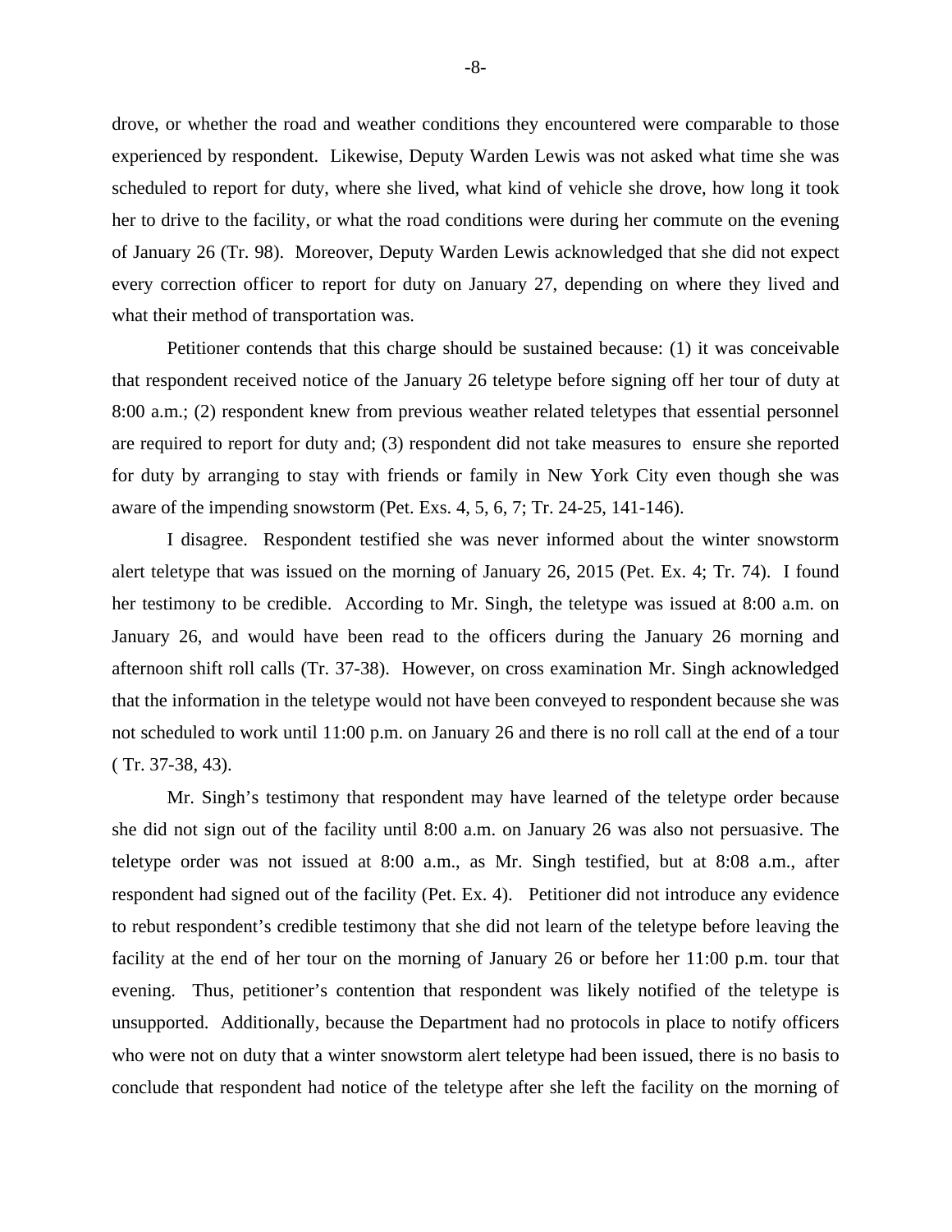drove, or whether the road and weather conditions they encountered were comparable to those experienced by respondent. Likewise, Deputy Warden Lewis was not asked what time she was scheduled to report for duty, where she lived, what kind of vehicle she drove, how long it took her to drive to the facility, or what the road conditions were during her commute on the evening of January 26 (Tr. 98). Moreover, Deputy Warden Lewis acknowledged that she did not expect every correction officer to report for duty on January 27, depending on where they lived and what their method of transportation was.

Petitioner contends that this charge should be sustained because: (1) it was conceivable that respondent received notice of the January 26 teletype before signing off her tour of duty at 8:00 a.m.; (2) respondent knew from previous weather related teletypes that essential personnel are required to report for duty and; (3) respondent did not take measures to ensure she reported for duty by arranging to stay with friends or family in New York City even though she was aware of the impending snowstorm (Pet. Exs. 4, 5, 6, 7; Tr. 24-25, 141-146).

I disagree. Respondent testified she was never informed about the winter snowstorm alert teletype that was issued on the morning of January 26, 2015 (Pet. Ex. 4; Tr. 74). I found her testimony to be credible. According to Mr. Singh, the teletype was issued at 8:00 a.m. on January 26, and would have been read to the officers during the January 26 morning and afternoon shift roll calls (Tr. 37-38). However, on cross examination Mr. Singh acknowledged that the information in the teletype would not have been conveyed to respondent because she was not scheduled to work until 11:00 p.m. on January 26 and there is no roll call at the end of a tour ( Tr. 37-38, 43).

Mr. Singh's testimony that respondent may have learned of the teletype order because she did not sign out of the facility until 8:00 a.m. on January 26 was also not persuasive. The teletype order was not issued at 8:00 a.m., as Mr. Singh testified, but at 8:08 a.m., after respondent had signed out of the facility (Pet. Ex. 4). Petitioner did not introduce any evidence to rebut respondent's credible testimony that she did not learn of the teletype before leaving the facility at the end of her tour on the morning of January 26 or before her 11:00 p.m. tour that evening. Thus, petitioner's contention that respondent was likely notified of the teletype is unsupported. Additionally, because the Department had no protocols in place to notify officers who were not on duty that a winter snowstorm alert teletype had been issued, there is no basis to conclude that respondent had notice of the teletype after she left the facility on the morning of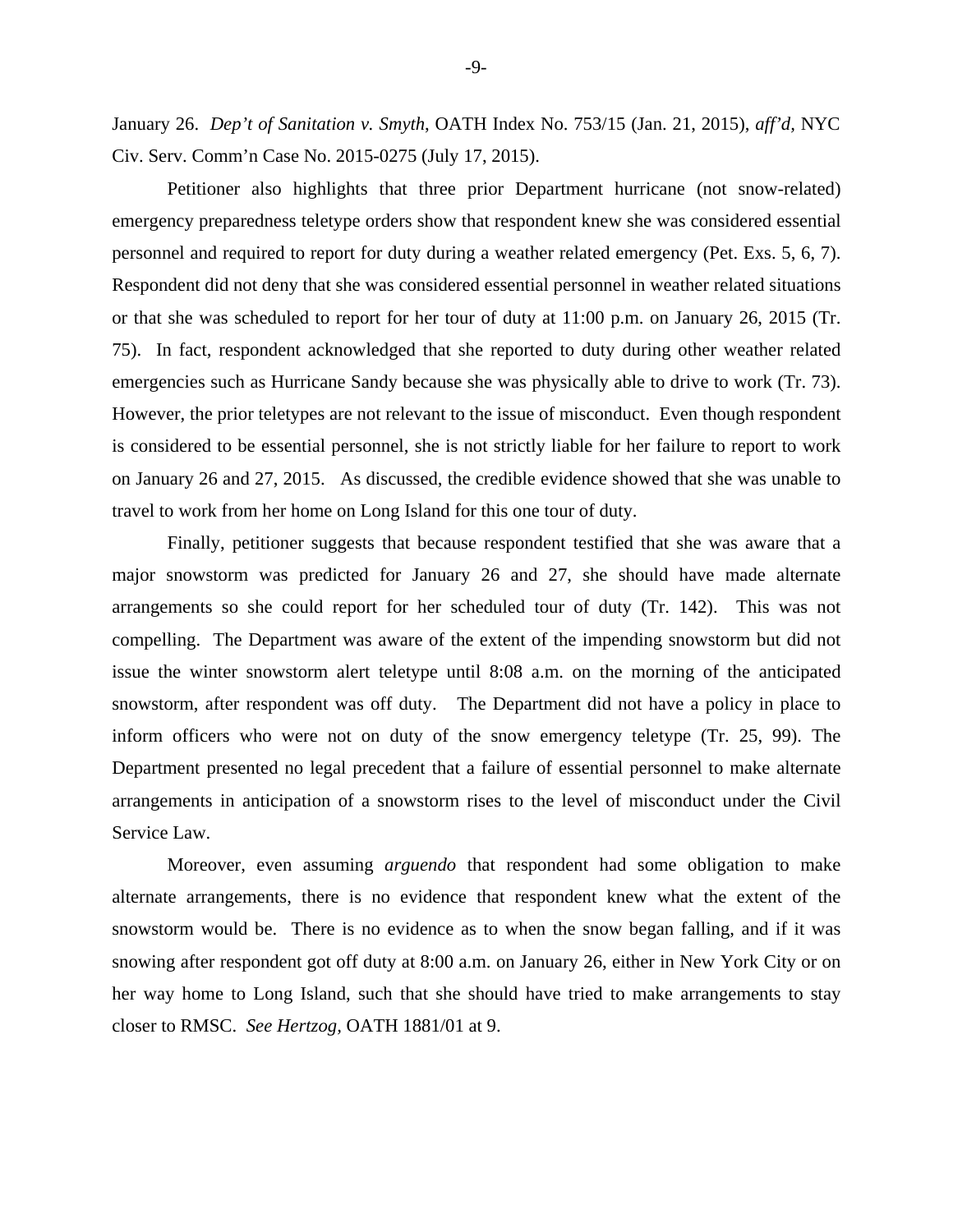January 26. *Dep't of Sanitation v. Smyth*, OATH Index No. 753/15 (Jan. 21, 2015), *aff'd*, NYC Civ. Serv. Comm'n Case No. 2015-0275 (July 17, 2015).

Petitioner also highlights that three prior Department hurricane (not snow-related) emergency preparedness teletype orders show that respondent knew she was considered essential personnel and required to report for duty during a weather related emergency (Pet. Exs. 5, 6, 7). Respondent did not deny that she was considered essential personnel in weather related situations or that she was scheduled to report for her tour of duty at 11:00 p.m. on January 26, 2015 (Tr. 75). In fact, respondent acknowledged that she reported to duty during other weather related emergencies such as Hurricane Sandy because she was physically able to drive to work (Tr. 73). However, the prior teletypes are not relevant to the issue of misconduct. Even though respondent is considered to be essential personnel, she is not strictly liable for her failure to report to work on January 26 and 27, 2015. As discussed, the credible evidence showed that she was unable to travel to work from her home on Long Island for this one tour of duty.

Finally, petitioner suggests that because respondent testified that she was aware that a major snowstorm was predicted for January 26 and 27, she should have made alternate arrangements so she could report for her scheduled tour of duty (Tr. 142). This was not compelling. The Department was aware of the extent of the impending snowstorm but did not issue the winter snowstorm alert teletype until 8:08 a.m. on the morning of the anticipated snowstorm, after respondent was off duty. The Department did not have a policy in place to inform officers who were not on duty of the snow emergency teletype (Tr. 25, 99). The Department presented no legal precedent that a failure of essential personnel to make alternate arrangements in anticipation of a snowstorm rises to the level of misconduct under the Civil Service Law.

Moreover, even assuming *arguendo* that respondent had some obligation to make alternate arrangements, there is no evidence that respondent knew what the extent of the snowstorm would be. There is no evidence as to when the snow began falling, and if it was snowing after respondent got off duty at 8:00 a.m. on January 26, either in New York City or on her way home to Long Island, such that she should have tried to make arrangements to stay closer to RMSC. *See Hertzog,* OATH 1881/01 at 9.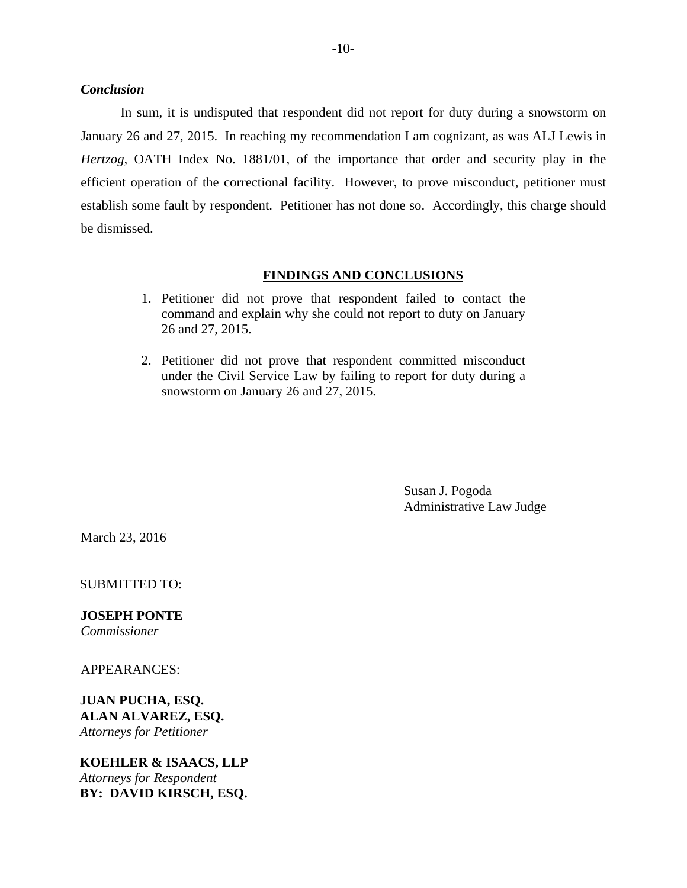***Conclusion***

In sum, it is undisputed that respondent did not report for duty during a snowstorm on January 26 and 27, 2015. In reaching my recommendation I am cognizant, as was ALJ Lewis in *Hertzog*, OATH Index No. 1881/01, of the importance that order and security play in the efficient operation of the correctional facility. However, to prove misconduct, petitioner must establish some fault by respondent. Petitioner has not done so. Accordingly, this charge should be dismissed.

## FINDINGS AND CONCLUSIONS

1. Petitioner did not prove that respondent failed to contact the command and explain why she could not report to duty on January 26 and 27, 2015.

2. Petitioner did not prove that respondent committed misconduct under the Civil Service Law by failing to report for duty during a snowstorm on January 26 and 27, 2015.

Susan J. Pogoda
Administrative Law Judge

March 23, 2016

SUBMITTED TO:

**JOSEPH PONTE**
*Commissioner*

APPEARANCES:

**JUAN PUCHA, ESQ.**
**ALAN ALVAREZ, ESQ.**
*Attorneys for Petitioner*

**KOEHLER & ISAACS, LLP**
*Attorneys for Respondent*
**BY: DAVID KIRSCH, ESQ.**